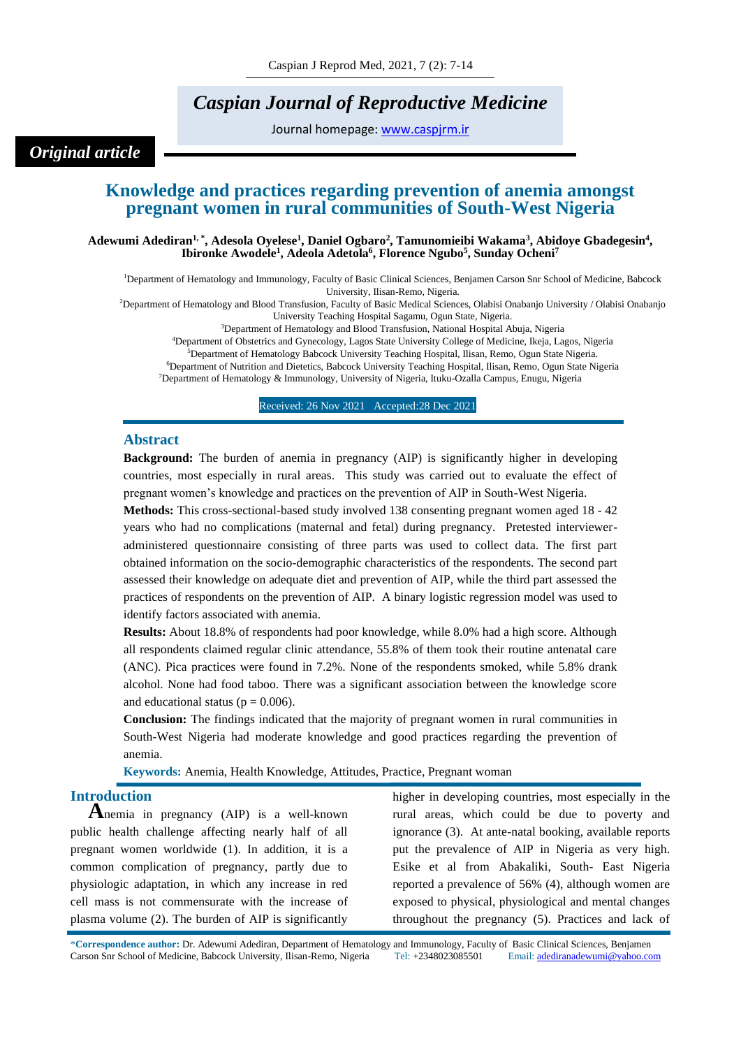*Original article*

# Knowledge and practices regarding prevention of anemia amongst pregnant women in rural communities of South-West Nigeria

**Adewumi Adediran[1,*], Adesola Oyelese[1], Daniel Ogbaro[2], Tamunomieibi Wakama[3], Abidoye Gbadegesin[4], Ibironke Awodele[1], Adeola Adetola[6], Florence Ngubo[5], Sunday Ocheni[7]**

[1]Department of Hematology and Immunology, Faculty of Basic Clinical Sciences, Benjamen Carson Snr School of Medicine, Babcock University, Ilisan-Remo, Nigeria.
[2]Department of Hematology and Blood Transfusion, Faculty of Basic Medical Sciences, Olabisi Onabanjo University / Olabisi Onabanjo University Teaching Hospital Sagamu, Ogun State, Nigeria.
[3]Department of Hematology and Blood Transfusion, National Hospital Abuja, Nigeria
[4]Department of Obstetrics and Gynecology, Lagos State University College of Medicine, Ikeja, Lagos, Nigeria
[5]Department of Hematology Babcock University Teaching Hospital, Ilisan, Remo, Ogun State Nigeria.
[6]Department of Nutrition and Dietetics, Babcock University Teaching Hospital, Ilisan, Remo, Ogun State Nigeria
[7]Department of Hematology & Immunology, University of Nigeria, Ituku-Ozalla Campus, Enugu, Nigeria

Received: 26 Nov 2021 Accepted:28 Dec 2021

## Abstract

**Background:** The burden of anemia in pregnancy (AIP) is significantly higher in developing countries, most especially in rural areas. This study was carried out to evaluate the effect of pregnant women's knowledge and practices on the prevention of AIP in South-West Nigeria.

**Methods:** This cross-sectional-based study involved 138 consenting pregnant women aged 18 - 42 years who had no complications (maternal and fetal) during pregnancy. Pretested interviewer-administered questionnaire consisting of three parts was used to collect data. The first part obtained information on the socio-demographic characteristics of the respondents. The second part assessed their knowledge on adequate diet and prevention of AIP, while the third part assessed the practices of respondents on the prevention of AIP. A binary logistic regression model was used to identify factors associated with anemia.

**Results:** About 18.8% of respondents had poor knowledge, while 8.0% had a high score. Although all respondents claimed regular clinic attendance, 55.8% of them took their routine antenatal care (ANC). Pica practices were found in 7.2%. None of the respondents smoked, while 5.8% drank alcohol. None had food taboo. There was a significant association between the knowledge score and educational status ($p = 0.006$).

**Conclusion:** The findings indicated that the majority of pregnant women in rural communities in South-West Nigeria had moderate knowledge and good practices regarding the prevention of anemia.

**Keywords:** Anemia, Health Knowledge, Attitudes, Practice, Pregnant woman

## Introduction

Anemia in pregnancy (AIP) is a well-known public health challenge affecting nearly half of all pregnant women worldwide (1). In addition, it is a common complication of pregnancy, partly due to physiologic adaptation, in which any increase in red cell mass is not commensurate with the increase of plasma volume (2). The burden of AIP is significantly higher in developing countries, most especially in the rural areas, which could be due to poverty and ignorance (3). At ante-natal booking, available reports put the prevalence of AIP in Nigeria as very high. Esike et al from Abakaliki, South- East Nigeria reported a prevalence of 56% (4), although women are exposed to physical, physiological and mental changes throughout the pregnancy (5). Practices and lack of

*Correspondence author: Dr. Adewumi Adediran, Department of Hematology and Immunology, Faculty of Basic Clinical Sciences, Benjamen Carson Snr School of Medicine, Babcock University, Ilisan-Remo, Nigeria Tel: +2348023085501 Email: adediranadewumi@yahoo.com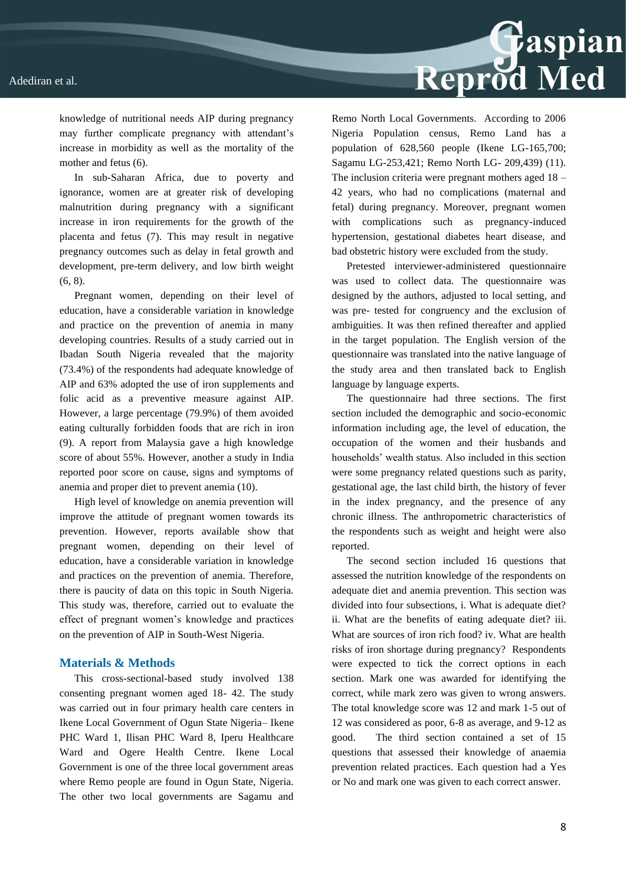knowledge of nutritional needs AIP during pregnancy may further complicate pregnancy with attendant's increase in morbidity as well as the mortality of the mother and fetus (6).

In sub-Saharan Africa, due to poverty and ignorance, women are at greater risk of developing malnutrition during pregnancy with a significant increase in iron requirements for the growth of the placenta and fetus (7). This may result in negative pregnancy outcomes such as delay in fetal growth and development, pre-term delivery, and low birth weight (6, 8).

Pregnant women, depending on their level of education, have a considerable variation in knowledge and practice on the prevention of anemia in many developing countries. Results of a study carried out in Ibadan South Nigeria revealed that the majority (73.4%) of the respondents had adequate knowledge of AIP and 63% adopted the use of iron supplements and folic acid as a preventive measure against AIP. However, a large percentage (79.9%) of them avoided eating culturally forbidden foods that are rich in iron (9). A report from Malaysia gave a high knowledge score of about 55%. However, another a study in India reported poor score on cause, signs and symptoms of anemia and proper diet to prevent anemia (10).

High level of knowledge on anemia prevention will improve the attitude of pregnant women towards its prevention. However, reports available show that pregnant women, depending on their level of education, have a considerable variation in knowledge and practices on the prevention of anemia. Therefore, there is paucity of data on this topic in South Nigeria. This study was, therefore, carried out to evaluate the effect of pregnant women's knowledge and practices on the prevention of AIP in South-West Nigeria.

## Materials & Methods

This cross-sectional-based study involved 138 consenting pregnant women aged 18- 42. The study was carried out in four primary health care centers in Ikene Local Government of Ogun State Nigeria– Ikene PHC Ward 1, Ilisan PHC Ward 8, Iperu Healthcare Ward and Ogere Health Centre. Ikene Local Government is one of the three local government areas where Remo people are found in Ogun State, Nigeria. The other two local governments are Sagamu and Remo North Local Governments. According to 2006 Nigeria Population census, Remo Land has a population of 628,560 people (Ikene LG-165,700; Sagamu LG-253,421; Remo North LG- 209,439) (11). The inclusion criteria were pregnant mothers aged 18 – 42 years, who had no complications (maternal and fetal) during pregnancy. Moreover, pregnant women with complications such as pregnancy-induced hypertension, gestational diabetes heart disease, and bad obstetric history were excluded from the study.

Pretested interviewer-administered questionnaire was used to collect data. The questionnaire was designed by the authors, adjusted to local setting, and was pre- tested for congruency and the exclusion of ambiguities. It was then refined thereafter and applied in the target population. The English version of the questionnaire was translated into the native language of the study area and then translated back to English language by language experts.

The questionnaire had three sections. The first section included the demographic and socio-economic information including age, the level of education, the occupation of the women and their husbands and households' wealth status. Also included in this section were some pregnancy related questions such as parity, gestational age, the last child birth, the history of fever in the index pregnancy, and the presence of any chronic illness. The anthropometric characteristics of the respondents such as weight and height were also reported.

The second section included 16 questions that assessed the nutrition knowledge of the respondents on adequate diet and anemia prevention. This section was divided into four subsections, i. What is adequate diet? ii. What are the benefits of eating adequate diet? iii. What are sources of iron rich food? iv. What are health risks of iron shortage during pregnancy? Respondents were expected to tick the correct options in each section. Mark one was awarded for identifying the correct, while mark zero was given to wrong answers. The total knowledge score was 12 and mark 1-5 out of 12 was considered as poor, 6-8 as average, and 9-12 as good. The third section contained a set of 15 questions that assessed their knowledge of anaemia prevention related practices. Each question had a Yes or No and mark one was given to each correct answer.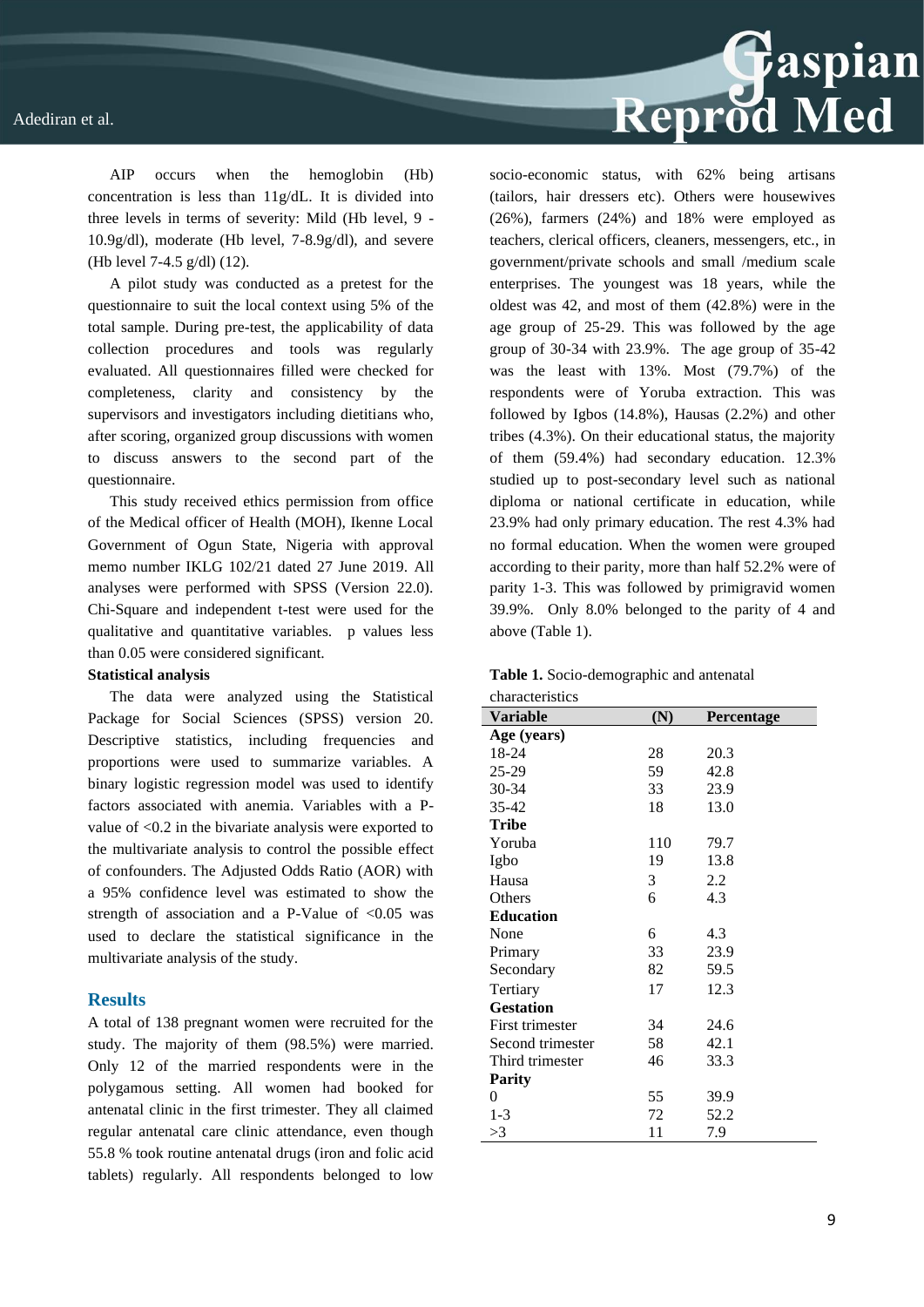AIP occurs when the hemoglobin (Hb) concentration is less than 11g/dL. It is divided into three levels in terms of severity: Mild (Hb level, 9 - 10.9g/dl), moderate (Hb level, 7-8.9g/dl), and severe (Hb level 7-4.5 g/dl) (12).

A pilot study was conducted as a pretest for the questionnaire to suit the local context using 5% of the total sample. During pre-test, the applicability of data collection procedures and tools was regularly evaluated. All questionnaires filled were checked for completeness, clarity and consistency by the supervisors and investigators including dietitians who, after scoring, organized group discussions with women to discuss answers to the second part of the questionnaire.

This study received ethics permission from office of the Medical officer of Health (MOH), Ikenne Local Government of Ogun State, Nigeria with approval memo number IKLG 102/21 dated 27 June 2019. All analyses were performed with SPSS (Version 22.0). Chi-Square and independent t-test were used for the qualitative and quantitative variables. p values less than 0.05 were considered significant.

**Statistical analysis**

The data were analyzed using the Statistical Package for Social Sciences (SPSS) version 20. Descriptive statistics, including frequencies and proportions were used to summarize variables. A binary logistic regression model was used to identify factors associated with anemia. Variables with a P-value of <0.2 in the bivariate analysis were exported to the multivariate analysis to control the possible effect of confounders. The Adjusted Odds Ratio (AOR) with a 95% confidence level was estimated to show the strength of association and a P-Value of <0.05 was used to declare the statistical significance in the multivariate analysis of the study.

## Results

A total of 138 pregnant women were recruited for the study. The majority of them (98.5%) were married. Only 12 of the married respondents were in the polygamous setting. All women had booked for antenatal clinic in the first trimester. They all claimed regular antenatal care clinic attendance, even though 55.8 % took routine antenatal drugs (iron and folic acid tablets) regularly. All respondents belonged to low socio-economic status, with 62% being artisans (tailors, hair dressers etc). Others were housewives (26%), farmers (24%) and 18% were employed as teachers, clerical officers, cleaners, messengers, etc., in government/private schools and small /medium scale enterprises. The youngest was 18 years, while the oldest was 42, and most of them (42.8%) were in the age group of 25-29. This was followed by the age group of 30-34 with 23.9%. The age group of 35-42 was the least with 13%. Most (79.7%) of the respondents were of Yoruba extraction. This was followed by Igbos (14.8%), Hausas (2.2%) and other tribes (4.3%). On their educational status, the majority of them (59.4%) had secondary education. 12.3% studied up to post-secondary level such as national diploma or national certificate in education, while 23.9% had only primary education. The rest 4.3% had no formal education. When the women were grouped according to their parity, more than half 52.2% were of parity 1-3. This was followed by primigravid women 39.9%. Only 8.0% belonged to the parity of 4 and above (Table 1).

**Table 1.** Socio-demographic and antenatal characteristics

| Variable | (N) | Percentage |
|---|---|---|
| **Age (years)** | | |
| 18-24 | 28 | 20.3 |
| 25-29 | 59 | 42.8 |
| 30-34 | 33 | 23.9 |
| 35-42 | 18 | 13.0 |
| **Tribe** | | |
| Yoruba | 110 | 79.7 |
| Igbo | 19 | 13.8 |
| Hausa | 3 | 2.2 |
| Others | 6 | 4.3 |
| **Education** | | |
| None | 6 | 4.3 |
| Primary | 33 | 23.9 |
| Secondary | 82 | 59.5 |
| Tertiary | 17 | 12.3 |
| **Gestation** | | |
| First trimester | 34 | 24.6 |
| Second trimester | 58 | 42.1 |
| Third trimester | 46 | 33.3 |
| **Parity** | | |
| 0 | 55 | 39.9 |
| 1-3 | 72 | 52.2 |
| >3 | 11 | 7.9 |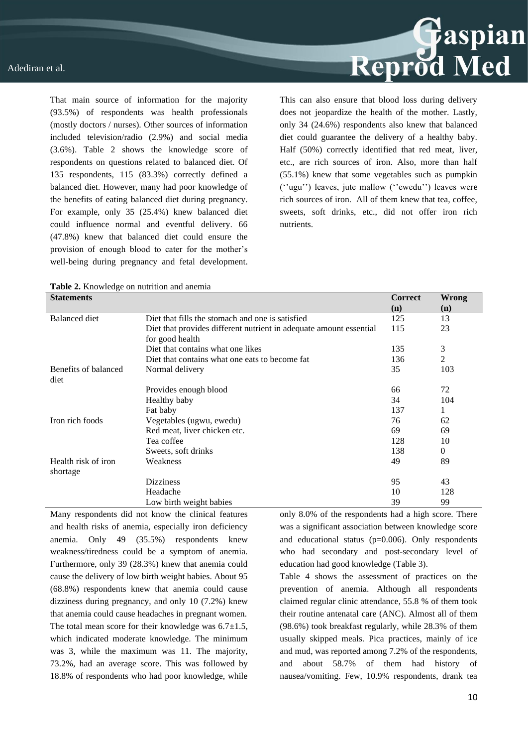That main source of information for the majority (93.5%) of respondents was health professionals (mostly doctors / nurses). Other sources of information included television/radio (2.9%) and social media (3.6%). Table 2 shows the knowledge score of respondents on questions related to balanced diet. Of 135 respondents, 115 (83.3%) correctly defined a balanced diet. However, many had poor knowledge of the benefits of eating balanced diet during pregnancy. For example, only 35 (25.4%) knew balanced diet could influence normal and eventful delivery. 66 (47.8%) knew that balanced diet could ensure the provision of enough blood to cater for the mother's well-being during pregnancy and fetal development. This can also ensure that blood loss during delivery does not jeopardize the health of the mother. Lastly, only 34 (24.6%) respondents also knew that balanced diet could guarantee the delivery of a healthy baby. Half (50%) correctly identified that red meat, liver, etc., are rich sources of iron. Also, more than half (55.1%) knew that some vegetables such as pumpkin (''ugu'') leaves, jute mallow (''ewedu'') leaves were rich sources of iron. All of them knew that tea, coffee, sweets, soft drinks, etc., did not offer iron rich nutrients.

**Table 2.** Knowledge on nutrition and anemia

| Statements | | Correct (n) | Wrong (n) |
|---|---|---|---|
| Balanced diet | Diet that fills the stomach and one is satisfied | 125 | 13 |
| | Diet that provides different nutrient in adequate amount essential for good health | 115 | 23 |
| | Diet that contains what one likes | 135 | 3 |
| | Diet that contains what one eats to become fat | 136 | 2 |
| Benefits of balanced diet | Normal delivery | 35 | 103 |
| | Provides enough blood | 66 | 72 |
| | Healthy baby | 34 | 104 |
| | Fat baby | 137 | 1 |
| Iron rich foods | Vegetables (ugwu, ewedu) | 76 | 62 |
| | Red meat, liver chicken etc. | 69 | 69 |
| | Tea coffee | 128 | 10 |
| | Sweets, soft drinks | 138 | 0 |
| Health risk of iron shortage | Weakness | 49 | 89 |
| | Dizziness | 95 | 43 |
| | Headache | 10 | 128 |
| | Low birth weight babies | 39 | 99 |

Many respondents did not know the clinical features and health risks of anemia, especially iron deficiency anemia. Only 49 (35.5%) respondents knew weakness/tiredness could be a symptom of anemia. Furthermore, only 39 (28.3%) knew that anemia could cause the delivery of low birth weight babies. About 95 (68.8%) respondents knew that anemia could cause dizziness during pregnancy, and only 10 (7.2%) knew that anemia could cause headaches in pregnant women. The total mean score for their knowledge was 6.7±1.5, which indicated moderate knowledge. The minimum was 3, while the maximum was 11. The majority, 73.2%, had an average score. This was followed by 18.8% of respondents who had poor knowledge, while only 8.0% of the respondents had a high score. There was a significant association between knowledge score and educational status ($p=0.006$). Only respondents who had secondary and post-secondary level of education had good knowledge (Table 3).

Table 4 shows the assessment of practices on the prevention of anemia. Although all respondents claimed regular clinic attendance, 55.8 % of them took their routine antenatal care (ANC). Almost all of them (98.6%) took breakfast regularly, while 28.3% of them usually skipped meals. Pica practices, mainly of ice and mud, was reported among 7.2% of the respondents, and about 58.7% of them had history of nausea/vomiting. Few, 10.9% respondents, drank tea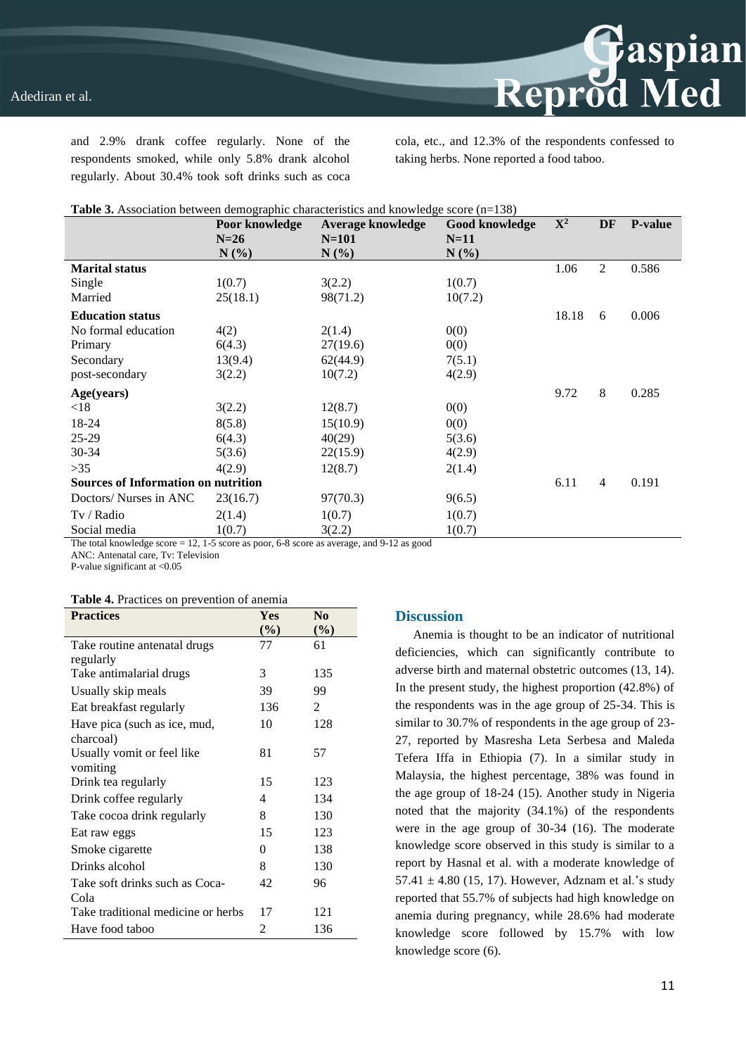and 2.9% drank coffee regularly. None of the respondents smoked, while only 5.8% drank alcohol regularly. About 30.4% took soft drinks such as coca cola, etc., and 12.3% of the respondents confessed to taking herbs. None reported a food taboo.

**Table 3.** Association between demographic characteristics and knowledge score (n=138)

| | Poor knowledge N=26 N (%) | Average knowledge N=101 N (%) | Good knowledge N=11 N (%) | $X^2$ | DF | P-value |
|---|---|---|---|---|---|---|
| **Marital status** | | | | 1.06 | 2 | 0.586 |
| Single | 1(0.7) | 3(2.2) | 1(0.7) | | | |
| Married | 25(18.1) | 98(71.2) | 10(7.2) | | | |
| **Education status** | | | | 18.18 | 6 | 0.006 |
| No formal education | 4(2) | 2(1.4) | 0(0) | | | |
| Primary | 6(4.3) | 27(19.6) | 0(0) | | | |
| Secondary | 13(9.4) | 62(44.9) | 7(5.1) | | | |
| post-secondary | 3(2.2) | 10(7.2) | 4(2.9) | | | |
| **Age(years)** | | | | 9.72 | 8 | 0.285 |
| <18 | 3(2.2) | 12(8.7) | 0(0) | | | |
| 18-24 | 8(5.8) | 15(10.9) | 0(0) | | | |
| 25-29 | 6(4.3) | 40(29) | 5(3.6) | | | |
| 30-34 | 5(3.6) | 22(15.9) | 4(2.9) | | | |
| >35 | 4(2.9) | 12(8.7) | 2(1.4) | | | |
| **Sources of Information on nutrition** | | | | 6.11 | 4 | 0.191 |
| Doctors/ Nurses in ANC | 23(16.7) | 97(70.3) | 9(6.5) | | | |
| Tv / Radio | 2(1.4) | 1(0.7) | 1(0.7) | | | |
| Social media | 1(0.7) | 3(2.2) | 1(0.7) | | | |

The total knowledge score = 12, 1-5 score as poor, 6-8 score as average, and 9-12 as good
ANC: Antenatal care, Tv: Television
P-value significant at <0.05

**Table 4.** Practices on prevention of anemia

| Practices | Yes (%) | No (%) |
|---|---|---|
| Take routine antenatal drugs regularly | 77 | 61 |
| Take antimalarial drugs | 3 | 135 |
| Usually skip meals | 39 | 99 |
| Eat breakfast regularly | 136 | 2 |
| Have pica (such as ice, mud, charcoal) | 10 | 128 |
| Usually vomit or feel like vomiting | 81 | 57 |
| Drink tea regularly | 15 | 123 |
| Drink coffee regularly | 4 | 134 |
| Take cocoa drink regularly | 8 | 130 |
| Eat raw eggs | 15 | 123 |
| Smoke cigarette | 0 | 138 |
| Drinks alcohol | 8 | 130 |
| Take soft drinks such as Coca-Cola | 42 | 96 |
| Take traditional medicine or herbs | 17 | 121 |
| Have food taboo | 2 | 136 |

## Discussion

Anemia is thought to be an indicator of nutritional deficiencies, which can significantly contribute to adverse birth and maternal obstetric outcomes (13, 14). In the present study, the highest proportion (42.8%) of the respondents was in the age group of 25-34. This is similar to 30.7% of respondents in the age group of 23-27, reported by Masresha Leta Serbesa and Maleda Tefera Iffa in Ethiopia (7). In a similar study in Malaysia, the highest percentage, 38% was found in the age group of 18-24 (15). Another study in Nigeria noted that the majority (34.1%) of the respondents were in the age group of 30-34 (16). The moderate knowledge score observed in this study is similar to a report by Hasnal et al. with a moderate knowledge of $57.41 \pm 4.80$ (15, 17). However, Adznam et al.'s study reported that 55.7% of subjects had high knowledge on anemia during pregnancy, while 28.6% had moderate knowledge score followed by 15.7% with low knowledge score (6).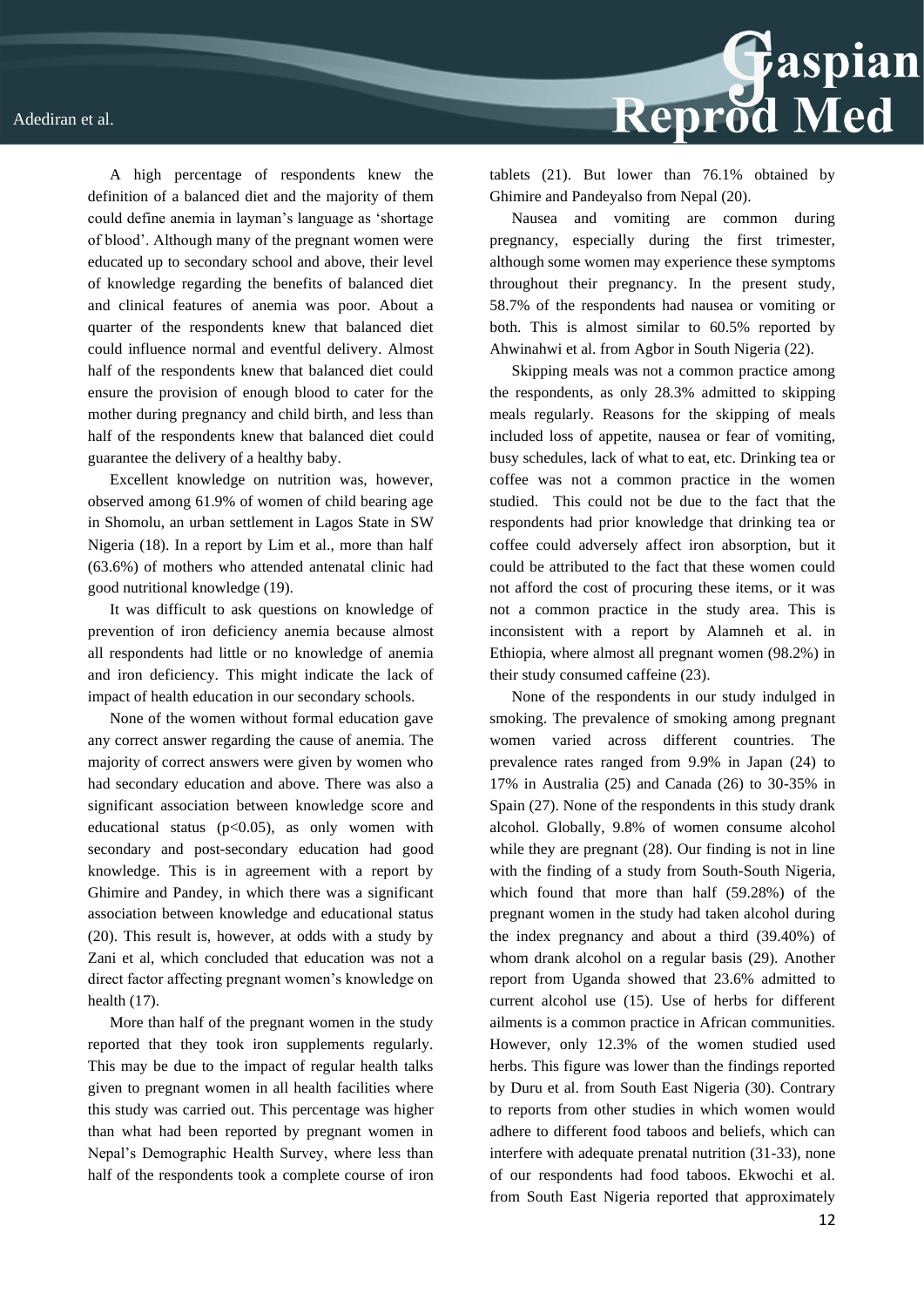A high percentage of respondents knew the definition of a balanced diet and the majority of them could define anemia in layman's language as 'shortage of blood'. Although many of the pregnant women were educated up to secondary school and above, their level of knowledge regarding the benefits of balanced diet and clinical features of anemia was poor. About a quarter of the respondents knew that balanced diet could influence normal and eventful delivery. Almost half of the respondents knew that balanced diet could ensure the provision of enough blood to cater for the mother during pregnancy and child birth, and less than half of the respondents knew that balanced diet could guarantee the delivery of a healthy baby.

Excellent knowledge on nutrition was, however, observed among 61.9% of women of child bearing age in Shomolu, an urban settlement in Lagos State in SW Nigeria (18). In a report by Lim et al., more than half (63.6%) of mothers who attended antenatal clinic had good nutritional knowledge (19).

It was difficult to ask questions on knowledge of prevention of iron deficiency anemia because almost all respondents had little or no knowledge of anemia and iron deficiency. This might indicate the lack of impact of health education in our secondary schools.

None of the women without formal education gave any correct answer regarding the cause of anemia. The majority of correct answers were given by women who had secondary education and above. There was also a significant association between knowledge score and educational status ($p<0.05$), as only women with secondary and post-secondary education had good knowledge. This is in agreement with a report by Ghimire and Pandey, in which there was a significant association between knowledge and educational status (20). This result is, however, at odds with a study by Zani et al, which concluded that education was not a direct factor affecting pregnant women's knowledge on health (17).

More than half of the pregnant women in the study reported that they took iron supplements regularly. This may be due to the impact of regular health talks given to pregnant women in all health facilities where this study was carried out. This percentage was higher than what had been reported by pregnant women in Nepal's Demographic Health Survey, where less than half of the respondents took a complete course of iron tablets (21). But lower than 76.1% obtained by Ghimire and Pandeyalso from Nepal (20).

Nausea and vomiting are common during pregnancy, especially during the first trimester, although some women may experience these symptoms throughout their pregnancy. In the present study, 58.7% of the respondents had nausea or vomiting or both. This is almost similar to 60.5% reported by Ahwinahwi et al. from Agbor in South Nigeria (22).

Skipping meals was not a common practice among the respondents, as only 28.3% admitted to skipping meals regularly. Reasons for the skipping of meals included loss of appetite, nausea or fear of vomiting, busy schedules, lack of what to eat, etc. Drinking tea or coffee was not a common practice in the women studied. This could not be due to the fact that the respondents had prior knowledge that drinking tea or coffee could adversely affect iron absorption, but it could be attributed to the fact that these women could not afford the cost of procuring these items, or it was not a common practice in the study area. This is inconsistent with a report by Alamneh et al. in Ethiopia, where almost all pregnant women (98.2%) in their study consumed caffeine (23).

None of the respondents in our study indulged in smoking. The prevalence of smoking among pregnant women varied across different countries. The prevalence rates ranged from 9.9% in Japan (24) to 17% in Australia (25) and Canada (26) to 30-35% in Spain (27). None of the respondents in this study drank alcohol. Globally, 9.8% of women consume alcohol while they are pregnant (28). Our finding is not in line with the finding of a study from South-South Nigeria, which found that more than half (59.28%) of the pregnant women in the study had taken alcohol during the index pregnancy and about a third (39.40%) of whom drank alcohol on a regular basis (29). Another report from Uganda showed that 23.6% admitted to current alcohol use (15). Use of herbs for different ailments is a common practice in African communities. However, only 12.3% of the women studied used herbs. This figure was lower than the findings reported by Duru et al. from South East Nigeria (30). Contrary to reports from other studies in which women would adhere to different food taboos and beliefs, which can interfere with adequate prenatal nutrition (31-33), none of our respondents had food taboos. Ekwochi et al. from South East Nigeria reported that approximately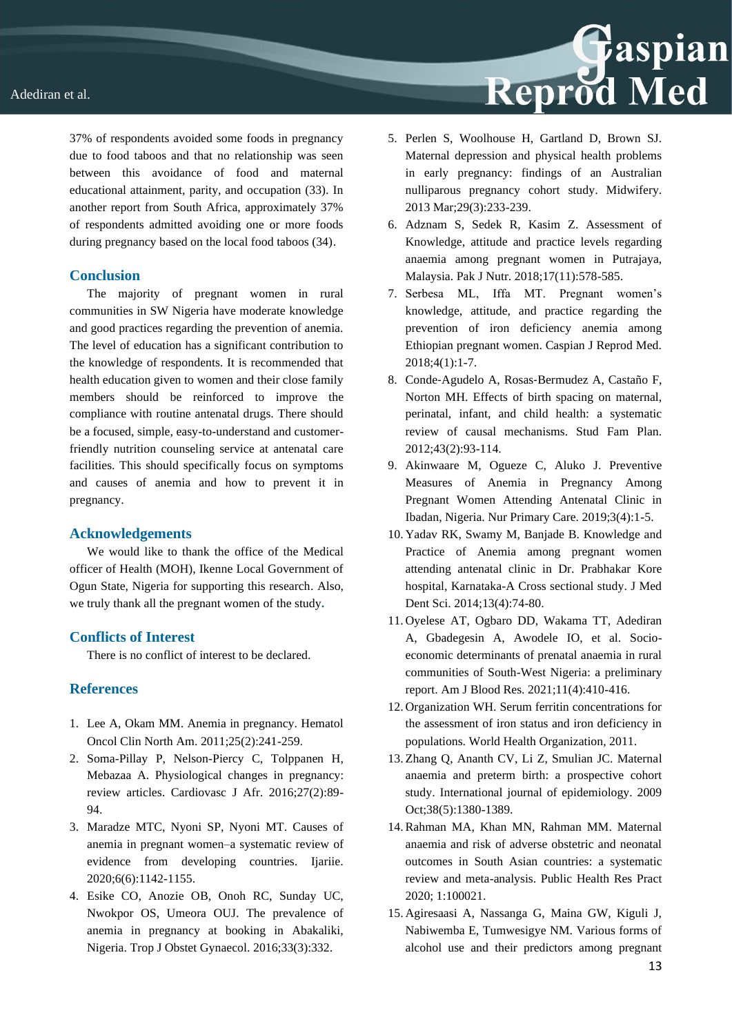37% of respondents avoided some foods in pregnancy due to food taboos and that no relationship was seen between this avoidance of food and maternal educational attainment, parity, and occupation (33). In another report from South Africa, approximately 37% of respondents admitted avoiding one or more foods during pregnancy based on the local food taboos (34).

## Conclusion

The majority of pregnant women in rural communities in SW Nigeria have moderate knowledge and good practices regarding the prevention of anemia. The level of education has a significant contribution to the knowledge of respondents. It is recommended that health education given to women and their close family members should be reinforced to improve the compliance with routine antenatal drugs. There should be a focused, simple, easy-to-understand and customer-friendly nutrition counseling service at antenatal care facilities. This should specifically focus on symptoms and causes of anemia and how to prevent it in pregnancy.

## Acknowledgements

We would like to thank the office of the Medical officer of Health (MOH), Ikenne Local Government of Ogun State, Nigeria for supporting this research. Also, we truly thank all the pregnant women of the study.

## Conflicts of Interest

There is no conflict of interest to be declared.

## References

1. Lee A, Okam MM. Anemia in pregnancy. Hematol Oncol Clin North Am. 2011;25(2):241-259.
2. Soma-Pillay P, Nelson-Piercy C, Tolppanen H, Mebazaa A. Physiological changes in pregnancy: review articles. Cardiovasc J Afr. 2016;27(2):89-94.
3. Maradze MTC, Nyoni SP, Nyoni MT. Causes of anemia in pregnant women–a systematic review of evidence from developing countries. Ijariie. 2020;6(6):1142-1155.
4. Esike CO, Anozie OB, Onoh RC, Sunday UC, Nwokpor OS, Umeora OUJ. The prevalence of anemia in pregnancy at booking in Abakaliki, Nigeria. Trop J Obstet Gynaecol. 2016;33(3):332.
5. Perlen S, Woolhouse H, Gartland D, Brown SJ. Maternal depression and physical health problems in early pregnancy: findings of an Australian nulliparous pregnancy cohort study. Midwifery. 2013 Mar;29(3):233-239.
6. Adznam S, Sedek R, Kasim Z. Assessment of Knowledge, attitude and practice levels regarding anaemia among pregnant women in Putrajaya, Malaysia. Pak J Nutr. 2018;17(11):578-585.
7. Serbesa ML, Iffa MT. Pregnant women's knowledge, attitude, and practice regarding the prevention of iron deficiency anemia among Ethiopian pregnant women. Caspian J Reprod Med. 2018;4(1):1-7.
8. Conde-Agudelo A, Rosas-Bermudez A, Castaño F, Norton MH. Effects of birth spacing on maternal, perinatal, infant, and child health: a systematic review of causal mechanisms. Stud Fam Plan. 2012;43(2):93-114.
9. Akinwaare M, Ogueze C, Aluko J. Preventive Measures of Anemia in Pregnancy Among Pregnant Women Attending Antenatal Clinic in Ibadan, Nigeria. Nur Primary Care. 2019;3(4):1-5.
10. Yadav RK, Swamy M, Banjade B. Knowledge and Practice of Anemia among pregnant women attending antenatal clinic in Dr. Prabhakar Kore hospital, Karnataka-A Cross sectional study. J Med Dent Sci. 2014;13(4):74-80.
11. Oyelese AT, Ogbaro DD, Wakama TT, Adediran A, Gbadegesin A, Awodele IO, et al. Socio-economic determinants of prenatal anaemia in rural communities of South-West Nigeria: a preliminary report. Am J Blood Res. 2021;11(4):410-416.
12. Organization WH. Serum ferritin concentrations for the assessment of iron status and iron deficiency in populations. World Health Organization, 2011.
13. Zhang Q, Ananth CV, Li Z, Smulian JC. Maternal anaemia and preterm birth: a prospective cohort study. International journal of epidemiology. 2009 Oct;38(5):1380-1389.
14. Rahman MA, Khan MN, Rahman MM. Maternal anaemia and risk of adverse obstetric and neonatal outcomes in South Asian countries: a systematic review and meta-analysis. Public Health Res Pract 2020; 1:100021.
15. Agiresaasi A, Nassanga G, Maina GW, Kiguli J, Nabiwemba E, Tumwesigye NM. Various forms of alcohol use and their predictors among pregnant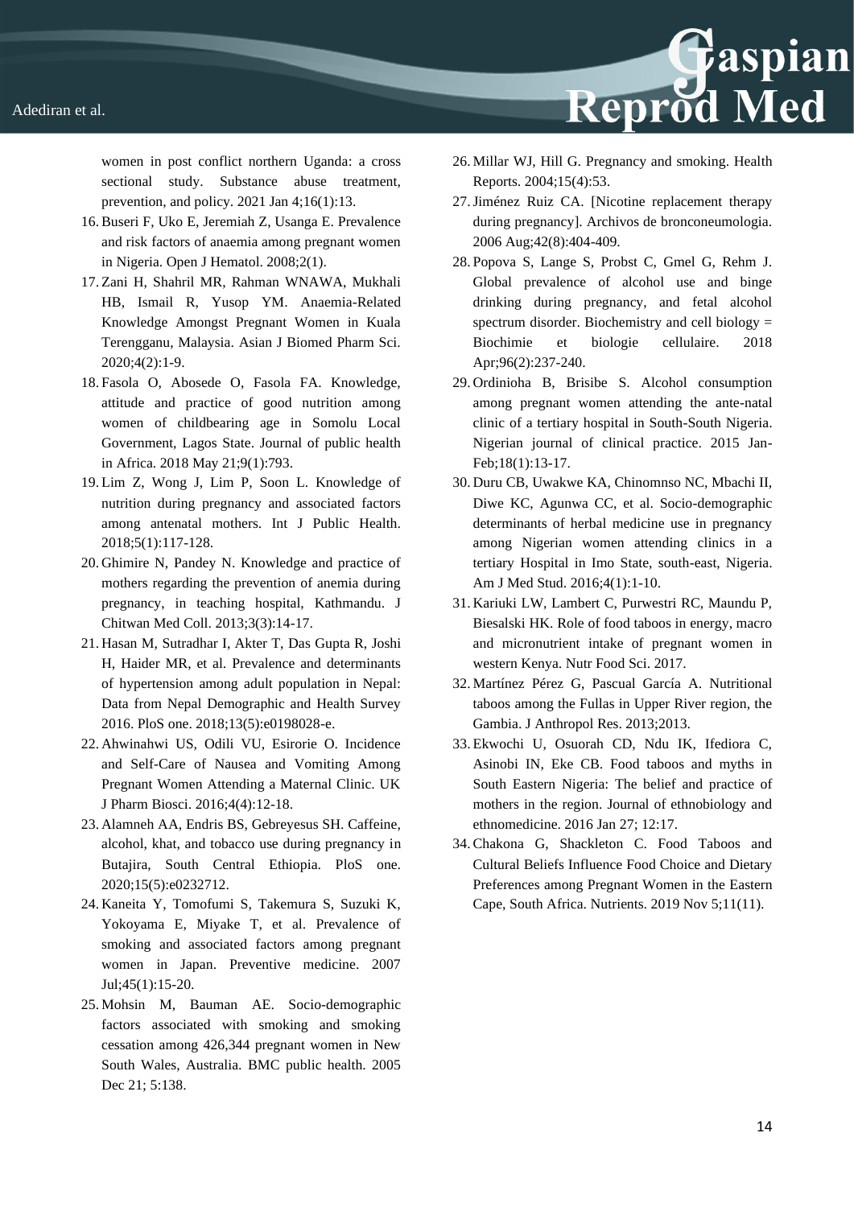women in post conflict northern Uganda: a cross sectional study. Substance abuse treatment, prevention, and policy. 2021 Jan 4;16(1):13.

16. Buseri F, Uko E, Jeremiah Z, Usanga E. Prevalence and risk factors of anaemia among pregnant women in Nigeria. Open J Hematol. 2008;2(1).
17. Zani H, Shahril MR, Rahman WNAWA, Mukhali HB, Ismail R, Yusop YM. Anaemia-Related Knowledge Amongst Pregnant Women in Kuala Terengganu, Malaysia. Asian J Biomed Pharm Sci. 2020;4(2):1-9.
18. Fasola O, Abosede O, Fasola FA. Knowledge, attitude and practice of good nutrition among women of childbearing age in Somolu Local Government, Lagos State. Journal of public health in Africa. 2018 May 21;9(1):793.
19. Lim Z, Wong J, Lim P, Soon L. Knowledge of nutrition during pregnancy and associated factors among antenatal mothers. Int J Public Health. 2018;5(1):117-128.
20. Ghimire N, Pandey N. Knowledge and practice of mothers regarding the prevention of anemia during pregnancy, in teaching hospital, Kathmandu. J Chitwan Med Coll. 2013;3(3):14-17.
21. Hasan M, Sutradhar I, Akter T, Das Gupta R, Joshi H, Haider MR, et al. Prevalence and determinants of hypertension among adult population in Nepal: Data from Nepal Demographic and Health Survey 2016. PloS one. 2018;13(5):e0198028-e.
22. Ahwinahwi US, Odili VU, Esirorie O. Incidence and Self-Care of Nausea and Vomiting Among Pregnant Women Attending a Maternal Clinic. UK J Pharm Biosci. 2016;4(4):12-18.
23. Alamneh AA, Endris BS, Gebreyesus SH. Caffeine, alcohol, khat, and tobacco use during pregnancy in Butajira, South Central Ethiopia. PloS one. 2020;15(5):e0232712.
24. Kaneita Y, Tomofumi S, Takemura S, Suzuki K, Yokoyama E, Miyake T, et al. Prevalence of smoking and associated factors among pregnant women in Japan. Preventive medicine. 2007 Jul;45(1):15-20.
25. Mohsin M, Bauman AE. Socio-demographic factors associated with smoking and smoking cessation among 426,344 pregnant women in New South Wales, Australia. BMC public health. 2005 Dec 21; 5:138.
26. Millar WJ, Hill G. Pregnancy and smoking. Health Reports. 2004;15(4):53.
27. Jiménez Ruiz CA. [Nicotine replacement therapy during pregnancy]. Archivos de bronconeumologia. 2006 Aug;42(8):404-409.
28. Popova S, Lange S, Probst C, Gmel G, Rehm J. Global prevalence of alcohol use and binge drinking during pregnancy, and fetal alcohol spectrum disorder. Biochemistry and cell biology = Biochimie et biologie cellulaire. 2018 Apr;96(2):237-240.
29. Ordinioha B, Brisibe S. Alcohol consumption among pregnant women attending the ante-natal clinic of a tertiary hospital in South-South Nigeria. Nigerian journal of clinical practice. 2015 Jan-Feb;18(1):13-17.
30. Duru CB, Uwakwe KA, Chinomnso NC, Mbachi II, Diwe KC, Agunwa CC, et al. Socio-demographic determinants of herbal medicine use in pregnancy among Nigerian women attending clinics in a tertiary Hospital in Imo State, south-east, Nigeria. Am J Med Stud. 2016;4(1):1-10.
31. Kariuki LW, Lambert C, Purwestri RC, Maundu P, Biesalski HK. Role of food taboos in energy, macro and micronutrient intake of pregnant women in western Kenya. Nutr Food Sci. 2017.
32. Martínez Pérez G, Pascual García A. Nutritional taboos among the Fullas in Upper River region, the Gambia. J Anthropol Res. 2013;2013.
33. Ekwochi U, Osuorah CD, Ndu IK, Ifediora C, Asinobi IN, Eke CB. Food taboos and myths in South Eastern Nigeria: The belief and practice of mothers in the region. Journal of ethnobiology and ethnomedicine. 2016 Jan 27; 12:17.
34. Chakona G, Shackleton C. Food Taboos and Cultural Beliefs Influence Food Choice and Dietary Preferences among Pregnant Women in the Eastern Cape, South Africa. Nutrients. 2019 Nov 5;11(11).